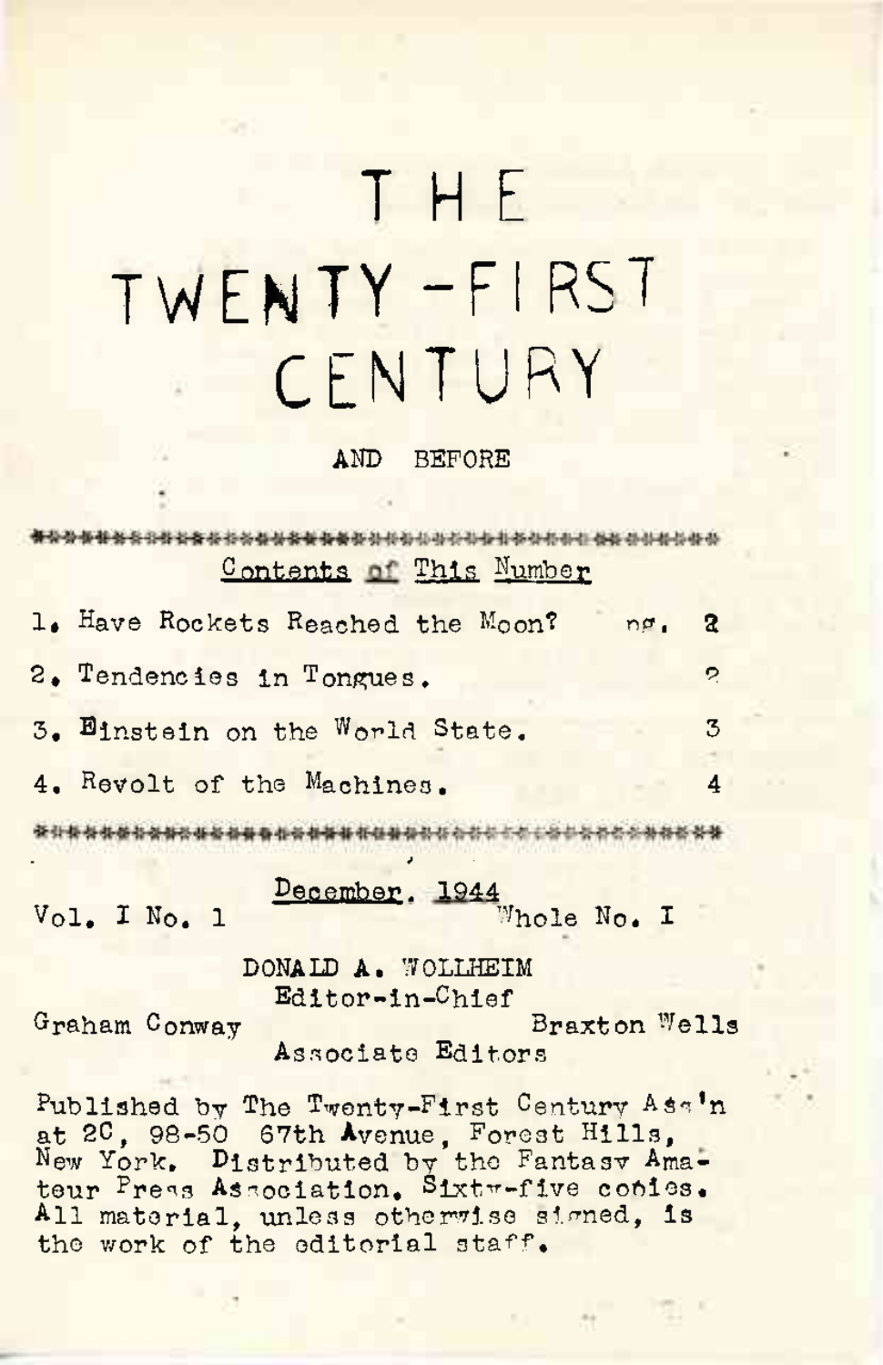# THE TWENTY-FIRST CENTURY

AND BEFORE

\*\*\*\*\*\*\*\*\*\*\*\*\*\*\*\*\*\*\*\*\*\*\*\*\*\*\*\*\*\*\*\*\*\*\*\*\*\*\*\*\*\*\*\*

Contents of This Number

| | |
|---|---|
| 1. Have Rockets Reached the Moon? pg. | 2 |
| 2. Tendencies in Tongues. | 2 |
| 3. Einstein on the World State. | 3 |
| 4. Revolt of the Machines. | 4 |

\*\*\*\*\*\*\*\*\*\*\*\*\*\*\*\*\*\*\*\*\*\*\*\*\*\*\*\*\*\*\*\*\*\*\*\*\*\*\*\*\*\*\*\*

December, 1944

Vol. I No. 1 Whole No. I

DONALD A. WOLLHEIM
Editor-in-Chief

Graham Conway Braxton Wells
Associate Editors

Published by The Twenty-First Century Ass'n at 2C, 98-50 67th Avenue, Forest Hills, New York. Distributed by the Fantasy Amateur Press Association. Sixty-five copies. All material, unless otherwise signed, is the work of the editorial staff.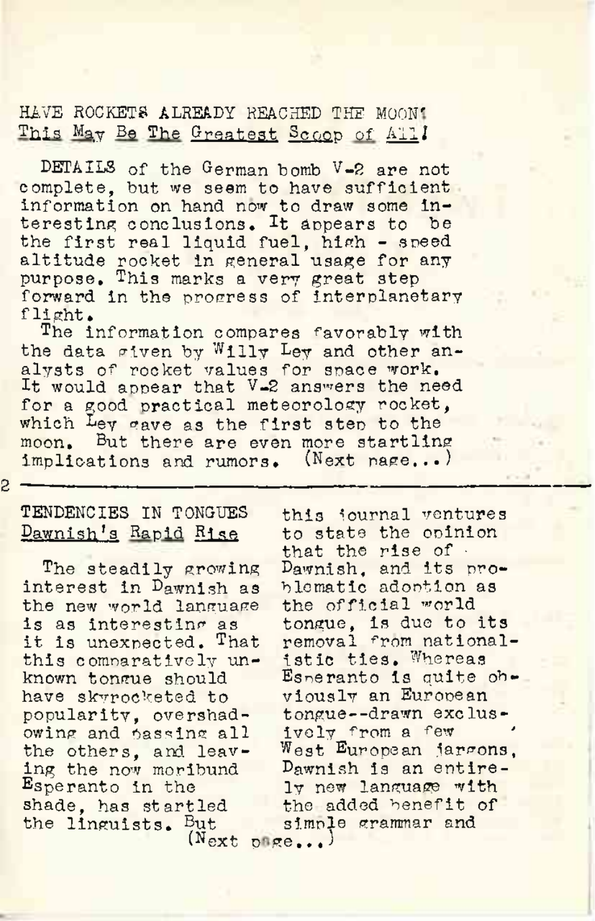## HAVE ROCKETS ALREADY REACHED THE MOON?
### This May Be The Greatest Scoop of All!

DETAILS of the German bomb V-2 are not complete, but we seem to have sufficient information on hand now to draw some interesting conclusions. It appears to be the first real liquid fuel, high - speed altitude rocket in general usage for any purpose. This marks a very great step forward in the progress of interplanetary flight.

The information compares favorably with the data given by Willy Ley and other analysts of rocket values for space work. It would appear that V-2 answers the need for a good practical meteorology rocket, which Ley gave as the first step to the moon. But there are even more startling implications and rumors. (Next page...)

---

## TENDENCIES IN TONGUES
### Dawnish's Rapid Rise

The steadily growing interest in Dawnish as the new world language is as interesting as it is unexpected. That this comparatively unknown tongue should have skyrocketed to popularity, overshadowing and passing all the others, and leaving the now moribund Esperanto in the shade, has startled the linguists. But this journal ventures to state the opinion that the rise of Dawnish, and its problematic adoption as the official world tongue, is due to its removal from nationalistic ties. Whereas Esperanto is quite obviously an European tongue--drawn exclusively from a few West European jargons, Dawnish is an entirely new language with the added benefit of simple grammar and

(Next page...)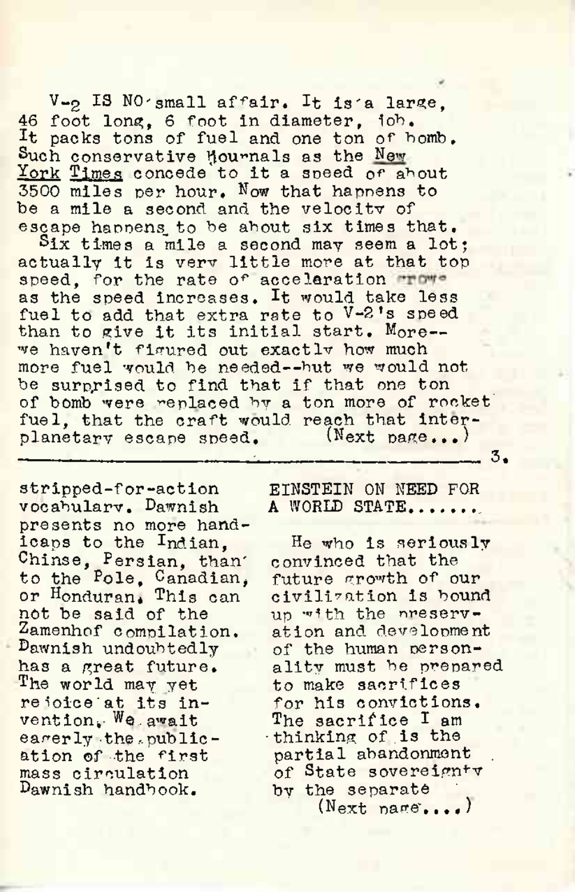V-2 IS NO small affair. It is a large, 46 foot long, 6 foot in diameter, job. It packs tons of fuel and one ton of bomb. Such conservative journals as the <u>New York Times</u> concede to it a speed of about 3500 miles per hour. Now that happens to be a mile a second and the velocity of escape happens to be about six times that.

Six times a mile a second may seem a lot; actually it is very little more at that top speed, for the rate of acceleration grows as the speed increases. It would take less fuel to add that extra rate to V-2's speed than to give it its initial start. More--we haven't figured out exactly how much more fuel would be needed--but we would not be surprised to find that if that one ton of bomb were replaced by a ton more of rocket fuel, that the craft would reach that interplanetary escape speed. (Next page...)

---

stripped-for-action vocabulary. Dawnish presents no more handicaps to the Indian, Chinse, Persian, than to the Pole, Canadian, or Honduran. This can not be said of the Zamenhof compilation. Dawnish undoubtedly has a great future. The world may yet rejoice at its invention. We await eagerly the publication of the first mass circulation Dawnish handbook.

EINSTEIN ON NEED FOR A WORLD STATE.......

He who is seriously convinced that the future growth of our civilization is bound up with the preservation and development of the human personality must be prepared to make sacrifices for his convictions. The sacrifice I am thinking of is the partial abandonment of State sovereignty by the separate

(Next page....)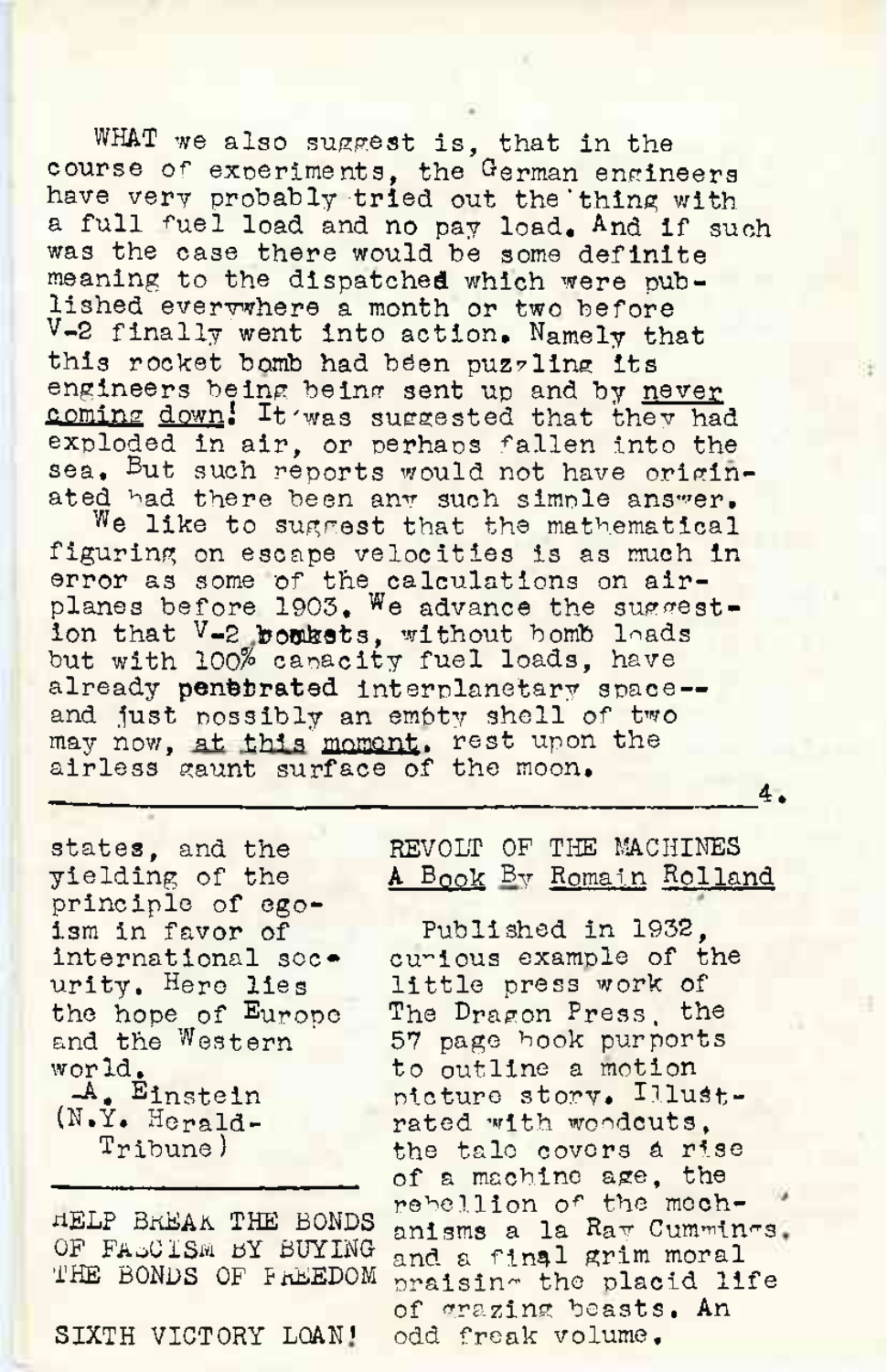WHAT we also suggest is, that in the course of experiments, the German engineers have very probably tried out the thing with a full fuel load and no pay load. And if such was the case there would be some definite meaning to the dispatched which were published everywhere a month or two before V-2 finally went into action. Namely that this rocket bomb had been puzzling its engineers being being sent up and by never coming down! It was suggested that they had exploded in air, or perhaps fallen into the sea. But such reports would not have originated had there been any such simple answer.

We like to suggest that the mathematical figuring on escape velocities is as much in error as some of the calculations on airplanes before 1903. We advance the suggestion that V-2 rockets, without bomb loads but with 100% capacity fuel loads, have already penetrated interplanetary space--and just possibly an empty shell of two may now, at this moment, rest upon the airless gaunt surface of the moon.

---

states, and the yielding of the principle of egoism in favor of international security. Here lies the hope of Europe and the Western world.

-A. Einstein
(N.Y. Herald-Tribune)

---

HELP BREAK THE BONDS OF FASCISM BY BUYING THE BONDS OF FREEDOM

SIXTH VICTORY LOAN!

## REVOLT OF THE MACHINES
A Book By Romain Rolland

Published in 1932, curious example of the little press work of The Dragon Press, the 57 page book purports to outline a motion picture story. Illustrated with woodcuts, the tale covers a rise of a machine age, the rebellion of the mechanisms a la Ray Cummings, and a final grim moral praising the placid life of grazing beasts. An odd freak volume.